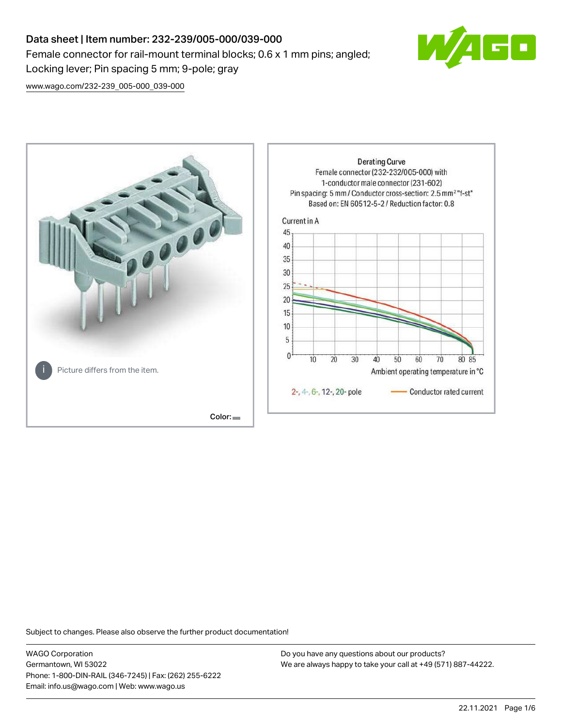# Data sheet | Item number: 232-239/005-000/039-000

Female connector for rail-mount terminal blocks; 0.6 x 1 mm pins; angled; Locking lever; Pin spacing 5 mm; 9-pole; gray

www.wago.com/232-239_005-000_039-000

Picture differs from the item.

Color:

Derating Curve
Female connector (232-232/005-000) with 1-conductor male connector (231-602)
Pin spacing: 5 mm / Conductor cross-section: 2.5 mm² "f-st"
Based on: EN 60512-5-2 / Reduction factor: 0.8

Current in A

Ambient operating temperature in °C

2-, 4-, 6-, 12-, 20- pole — Conductor rated current

Subject to changes. Please also observe the further product documentation!

WAGO Corporation
Germantown, WI 53022
Phone: 1-800-DIN-RAIL (346-7245) | Fax: (262) 255-6222
Email: info.us@wago.com | Web: www.wago.us

Do you have any questions about our products?
We are always happy to take your call at +49 (571) 887-44222.

22.11.2021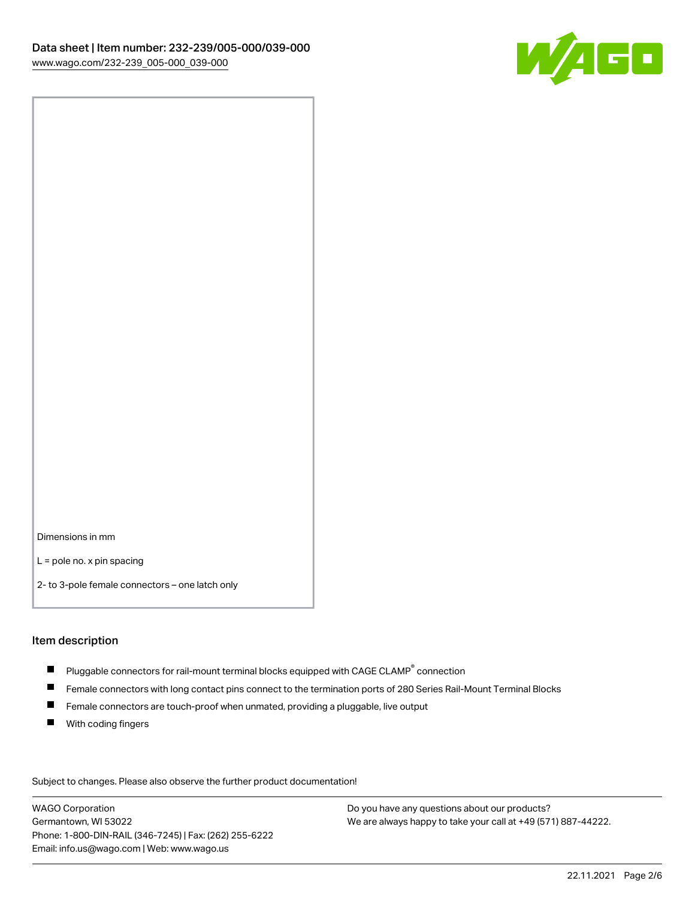Dimensions in mm

L = pole no. x pin spacing

2- to 3-pole female connectors – one latch only

## Item description

- Pluggable connectors for rail-mount terminal blocks equipped with CAGE CLAMP® connection
- Female connectors with long contact pins connect to the termination ports of 280 Series Rail-Mount Terminal Blocks
- Female connectors are touch-proof when unmated, providing a pluggable, live output
- With coding fingers

Subject to changes. Please also observe the further product documentation!

WAGO Corporation
Germantown, WI 53022
Phone: 1-800-DIN-RAIL (346-7245) | Fax: (262) 255-6222
Email: info.us@wago.com | Web: www.wago.us

Do you have any questions about our products?
We are always happy to take your call at +49 (571) 887-44222.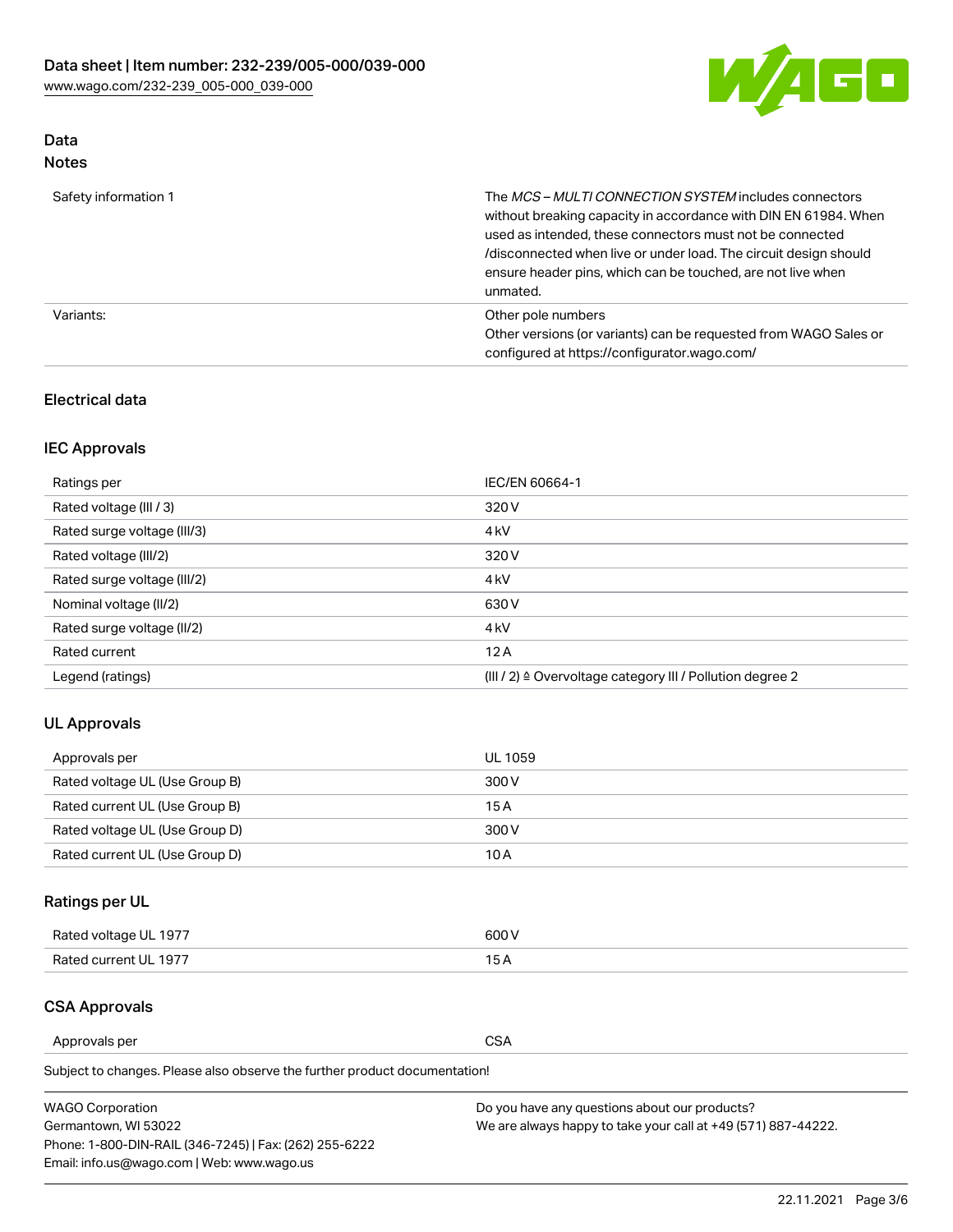## Data
### Notes

| | |
|---|---|
| Safety information 1 | The *MCS – MULTI CONNECTION SYSTEM* includes connectors without breaking capacity in accordance with DIN EN 61984. When used as intended, these connectors must not be connected /disconnected when live or under load. The circuit design should ensure header pins, which can be touched, are not live when unmated. |
| Variants: | Other pole numbers<br>Other versions (or variants) can be requested from WAGO Sales or configured at https://configurator.wago.com/ |

## Electrical data

### IEC Approvals

| | |
|---|---|
| Ratings per | IEC/EN 60664-1 |
| Rated voltage (III / 3) | 320 V |
| Rated surge voltage (III/3) | 4 kV |
| Rated voltage (III/2) | 320 V |
| Rated surge voltage (III/2) | 4 kV |
| Nominal voltage (II/2) | 630 V |
| Rated surge voltage (II/2) | 4 kV |
| Rated current | 12 A |
| Legend (ratings) | (III / 2) ≙ Overvoltage category III / Pollution degree 2 |

### UL Approvals

| | |
|---|---|
| Approvals per | UL 1059 |
| Rated voltage UL (Use Group B) | 300 V |
| Rated current UL (Use Group B) | 15 A |
| Rated voltage UL (Use Group D) | 300 V |
| Rated current UL (Use Group D) | 10 A |

### Ratings per UL

| | |
|---|---|
| Rated voltage UL 1977 | 600 V |
| Rated current UL 1977 | 15 A |

### CSA Approvals

| | |
|---|---|
| Approvals per | CSA |

Subject to changes. Please also observe the further product documentation!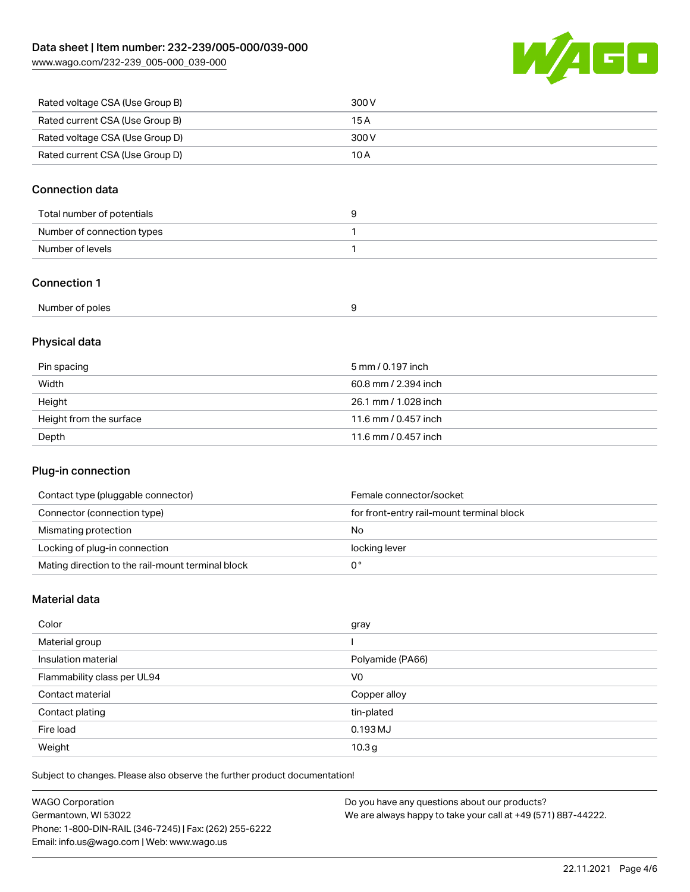| | |
|---|---|
| Rated voltage CSA (Use Group B) | 300 V |
| Rated current CSA (Use Group B) | 15 A |
| Rated voltage CSA (Use Group D) | 300 V |
| Rated current CSA (Use Group D) | 10 A |

## Connection data

| | |
|---|---|
| Total number of potentials | 9 |
| Number of connection types | 1 |
| Number of levels | 1 |

## Connection 1

| | |
|---|---|
| Number of poles | 9 |

## Physical data

| | |
|---|---|
| Pin spacing | 5 mm / 0.197 inch |
| Width | 60.8 mm / 2.394 inch |
| Height | 26.1 mm / 1.028 inch |
| Height from the surface | 11.6 mm / 0.457 inch |
| Depth | 11.6 mm / 0.457 inch |

## Plug-in connection

| | |
|---|---|
| Contact type (pluggable connector) | Female connector/socket |
| Connector (connection type) | for front-entry rail-mount terminal block |
| Mismating protection | No |
| Locking of plug-in connection | locking lever |
| Mating direction to the rail-mount terminal block | 0 ° |

## Material data

| | |
|---|---|
| Color | gray |
| Material group | I |
| Insulation material | Polyamide (PA66) |
| Flammability class per UL94 | V0 |
| Contact material | Copper alloy |
| Contact plating | tin-plated |
| Fire load | 0.193 MJ |
| Weight | 10.3 g |

Subject to changes. Please also observe the further product documentation!

WAGO Corporation
Germantown, WI 53022
Phone: 1-800-DIN-RAIL (346-7245) | Fax: (262) 255-6222
Email: info.us@wago.com | Web: www.wago.us

Do you have any questions about our products?
We are always happy to take your call at +49 (571) 887-44222.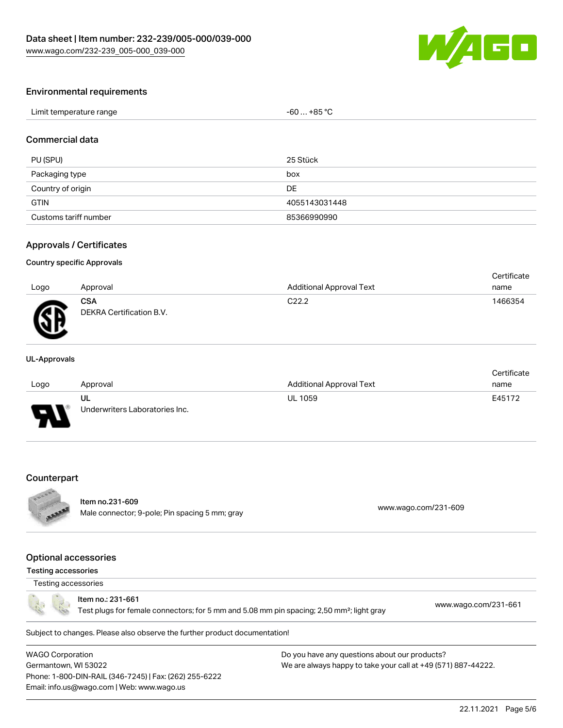## Environmental requirements

| Limit temperature range | -60 … +85 °C |
| --- | --- |

## Commercial data

| PU (SPU) | 25 Stück |
| --- | --- |
| Packaging type | box |
| Country of origin | DE |
| GTIN | 4055143031448 |
| Customs tariff number | 85366990990 |

## Approvals / Certificates

### Country specific Approvals

| Logo | Approval | Additional Approval Text | Certificate name |
| --- | --- | --- | --- |
| | **CSA** DEKRA Certification B.V. | C22.2 | 1466354 |

### UL-Approvals

| Logo | Approval | Additional Approval Text | Certificate name |
| --- | --- | --- | --- |
| | **UL** Underwriters Laboratories Inc. | UL 1059 | E45172 |

## Counterpart

**Item no.231-609**
Male connector; 9-pole; Pin spacing 5 mm; gray — www.wago.com/231-609

## Optional accessories

### Testing accessories

Testing accessories

**Item no.: 231-661**
Test plugs for female connectors; for 5 mm and 5.08 mm pin spacing; 2,50 mm²; light gray — www.wago.com/231-661

Subject to changes. Please also observe the further product documentation!

WAGO Corporation
Germantown, WI 53022
Phone: 1-800-DIN-RAIL (346-7245) | Fax: (262) 255-6222
Email: info.us@wago.com | Web: www.wago.us

Do you have any questions about our products?
We are always happy to take your call at +49 (571) 887-44222.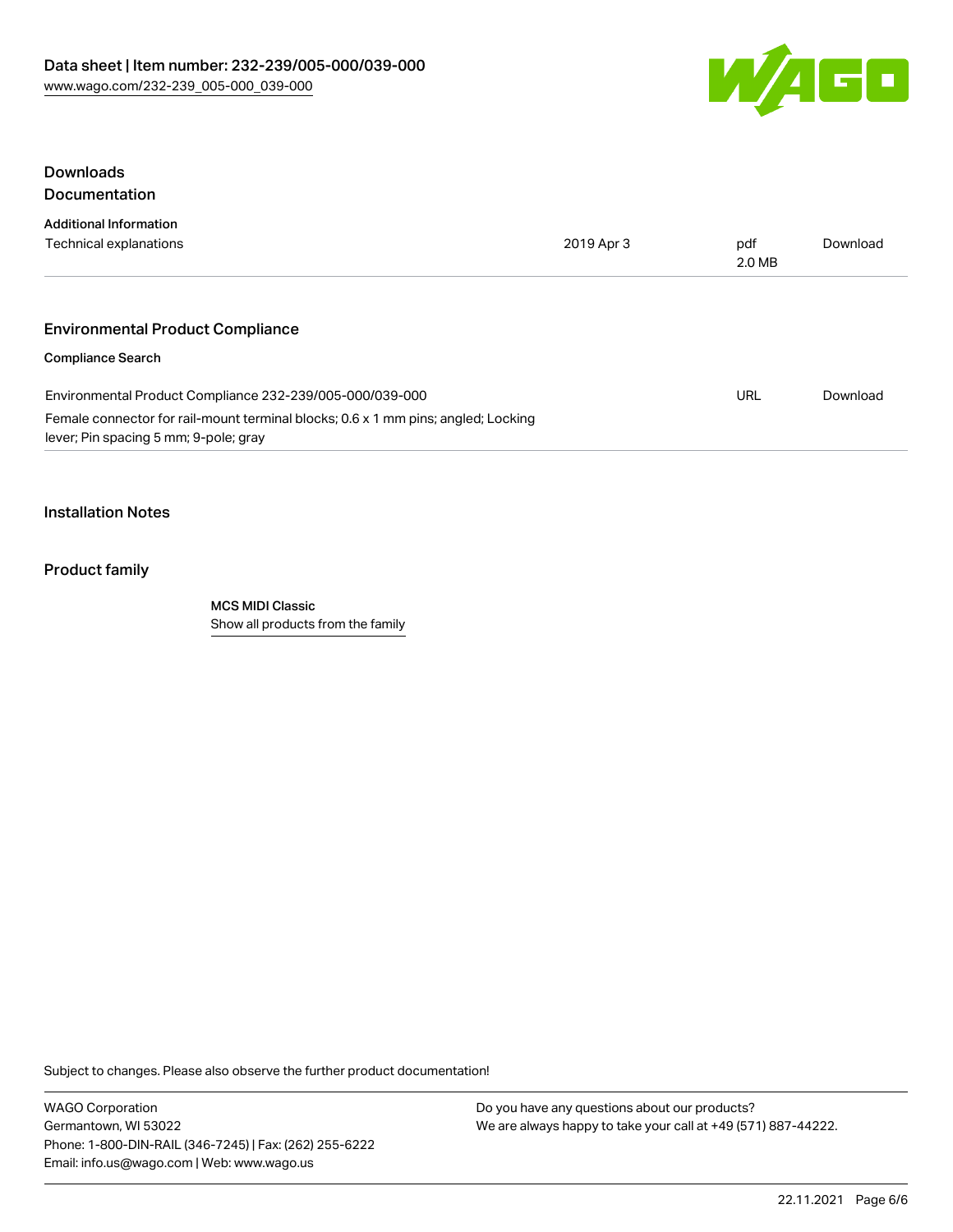## Downloads

### Documentation

**Additional Information**

| | | | |
|---|---|---|---|
| Technical explanations | 2019 Apr 3 | pdf 2.0 MB | Download |

### Environmental Product Compliance

**Compliance Search**

| | | |
|---|---|---|
| Environmental Product Compliance 232-239/005-000/039-000<br>Female connector for rail-mount terminal blocks; 0.6 x 1 mm pins; angled; Locking lever; Pin spacing 5 mm; 9-pole; gray | URL | Download |

## Installation Notes

## Product family

MCS MIDI Classic
Show all products from the family

Subject to changes. Please also observe the further product documentation!

WAGO Corporation
Germantown, WI 53022
Phone: 1-800-DIN-RAIL (346-7245) | Fax: (262) 255-6222
Email: info.us@wago.com | Web: www.wago.us

Do you have any questions about our products?
We are always happy to take your call at +49 (571) 887-44222.